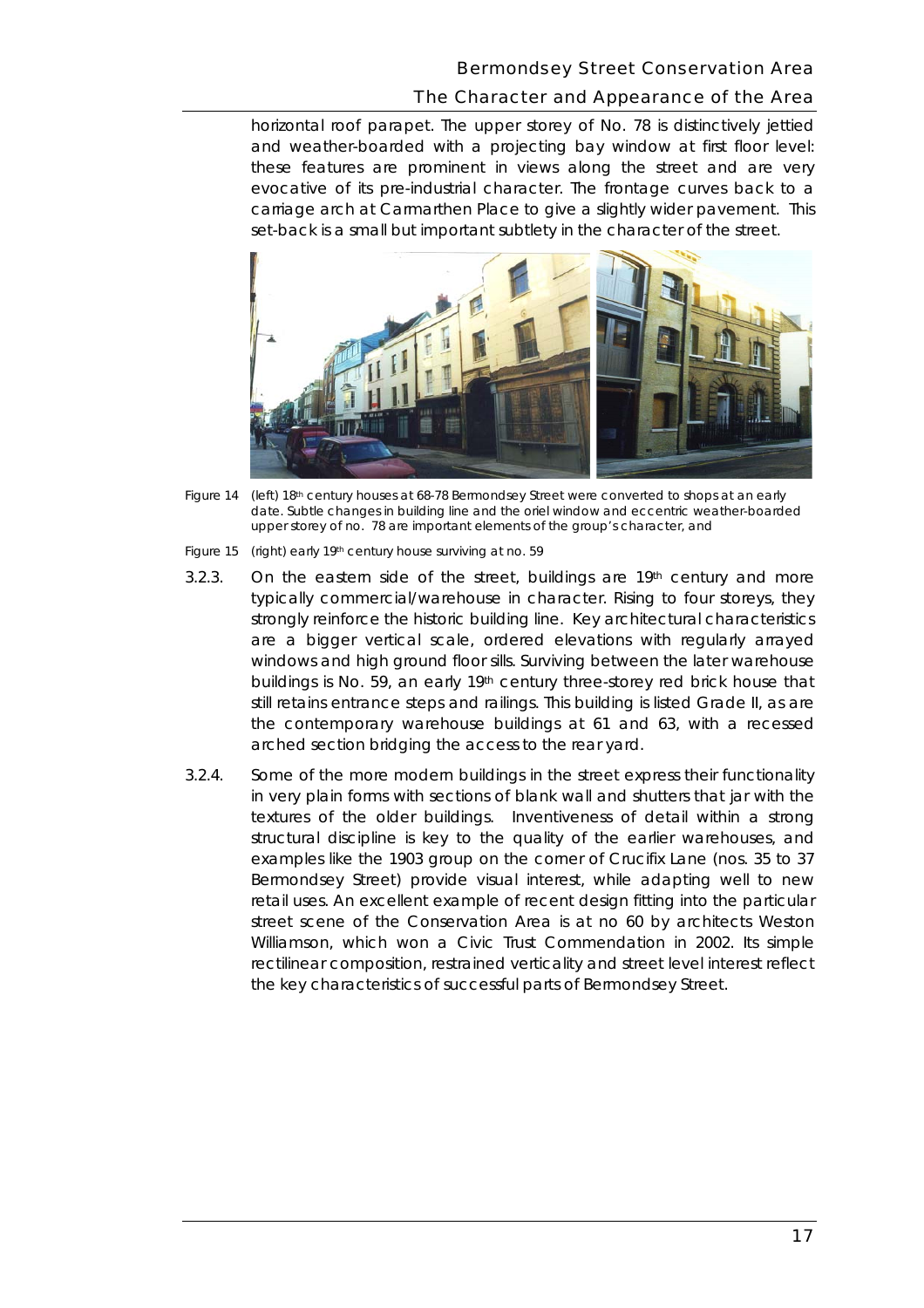horizontal roof parapet. The upper storey of No. 78 is distinctively jettied and weather-boarded with a projecting bay window at first floor level: these features are prominent in views along the street and are very evocative of its pre-industrial character. The frontage curves back to a carriage arch at Carmarthen Place to give a slightly wider pavement. This set-back is a small but important subtlety in the character of the street.

Figure 14 (left) 18th century houses at 68-78 Bermondsey Street were converted to shops at an early date. Subtle changes in building line and the oriel window and eccentric weather-boarded upper storey of no. 78 are important elements of the group's character, and

Figure 15 (right) early 19th century house surviving at no. 59

3.2.3. On the eastern side of the street, buildings are 19th century and more typically commercial/warehouse in character. Rising to four storeys, they strongly reinforce the historic building line. Key architectural characteristics are a bigger vertical scale, ordered elevations with regularly arrayed windows and high ground floor sills. Surviving between the later warehouse buildings is No. 59, an early 19th century three-storey red brick house that still retains entrance steps and railings. This building is listed Grade II, as are the contemporary warehouse buildings at 61 and 63, with a recessed arched section bridging the access to the rear yard.

3.2.4. Some of the more modern buildings in the street express their functionality in very plain forms with sections of blank wall and shutters that jar with the textures of the older buildings. Inventiveness of detail within a strong structural discipline is key to the quality of the earlier warehouses, and examples like the 1903 group on the corner of Crucifix Lane (nos. 35 to 37 Bermondsey Street) provide visual interest, while adapting well to new retail uses. An excellent example of recent design fitting into the particular street scene of the Conservation Area is at no 60 by architects Weston Williamson, which won a Civic Trust Commendation in 2002. Its simple rectilinear composition, restrained verticality and street level interest reflect the key characteristics of successful parts of Bermondsey Street.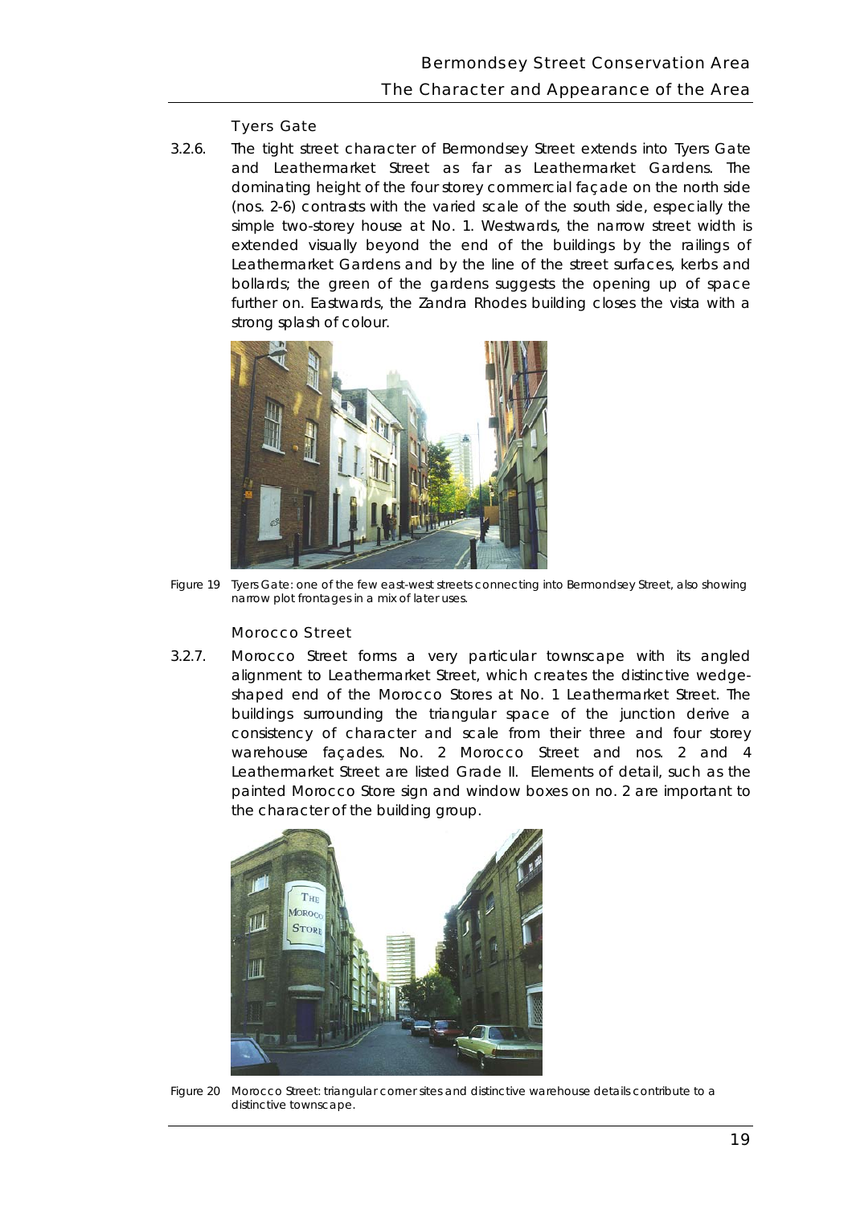### Tyers Gate

3.2.6. The tight street character of Bermondsey Street extends into Tyers Gate and Leathermarket Street as far as Leathermarket Gardens. The dominating height of the four storey commercial façade on the north side (nos. 2-6) contrasts with the varied scale of the south side, especially the simple two-storey house at No. 1. Westwards, the narrow street width is extended visually beyond the end of the buildings by the railings of Leathermarket Gardens and by the line of the street surfaces, kerbs and bollards; the green of the gardens suggests the opening up of space further on. Eastwards, the Zandra Rhodes building closes the vista with a strong splash of colour.

Figure 19 Tyers Gate: one of the few east-west streets connecting into Bermondsey Street, also showing narrow plot frontages in a mix of later uses.

### Morocco Street

3.2.7. Morocco Street forms a very particular townscape with its angled alignment to Leathermarket Street, which creates the distinctive wedge-shaped end of the Morocco Stores at No. 1 Leathermarket Street. The buildings surrounding the triangular space of the junction derive a consistency of character and scale from their three and four storey warehouse façades. No. 2 Morocco Street and nos. 2 and 4 Leathermarket Street are listed Grade II. Elements of detail, such as the painted Morocco Store sign and window boxes on no. 2 are important to the character of the building group.

Figure 20 Morocco Street: triangular corner sites and distinctive warehouse details contribute to a distinctive townscape.